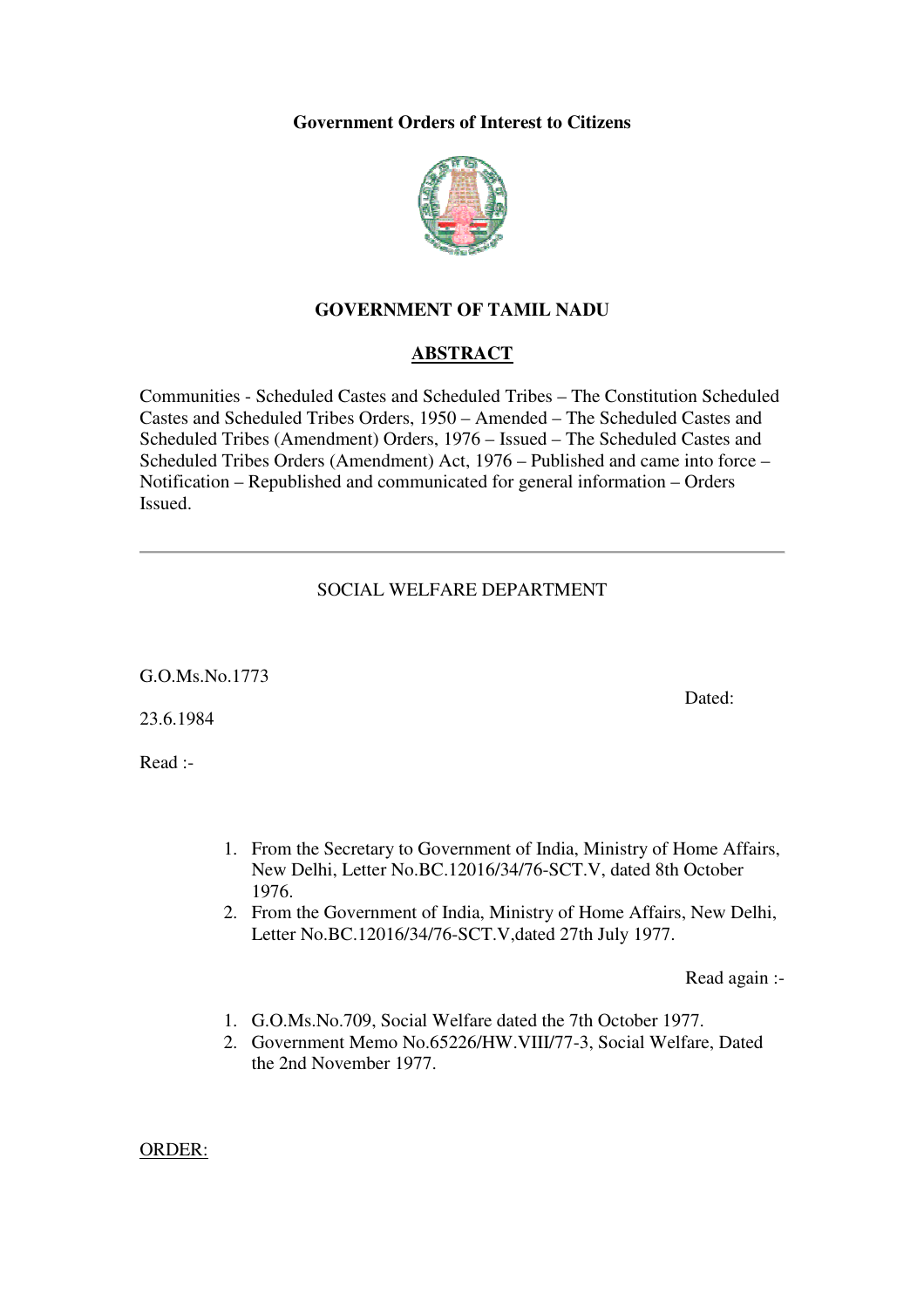**Government Orders of Interest to Citizens**

## GOVERNMENT OF TAMIL NADU

## ABSTRACT

Communities - Scheduled Castes and Scheduled Tribes – The Constitution Scheduled Castes and Scheduled Tribes Orders, 1950 – Amended – The Scheduled Castes and Scheduled Tribes (Amendment) Orders, 1976 – Issued – The Scheduled Castes and Scheduled Tribes Orders (Amendment) Act, 1976 – Published and came into force – Notification – Republished and communicated for general information – Orders Issued.

---

SOCIAL WELFARE DEPARTMENT

G.O.Ms.No.1773

Dated:

23.6.1984

Read :-

1. From the Secretary to Government of India, Ministry of Home Affairs, New Delhi, Letter No.BC.12016/34/76-SCT.V, dated 8th October 1976.
2. From the Government of India, Ministry of Home Affairs, New Delhi, Letter No.BC.12016/34/76-SCT.V,dated 27th July 1977.

Read again :-

1. G.O.Ms.No.709, Social Welfare dated the 7th October 1977.
2. Government Memo No.65226/HW.VIII/77-3, Social Welfare, Dated the 2nd November 1977.

ORDER: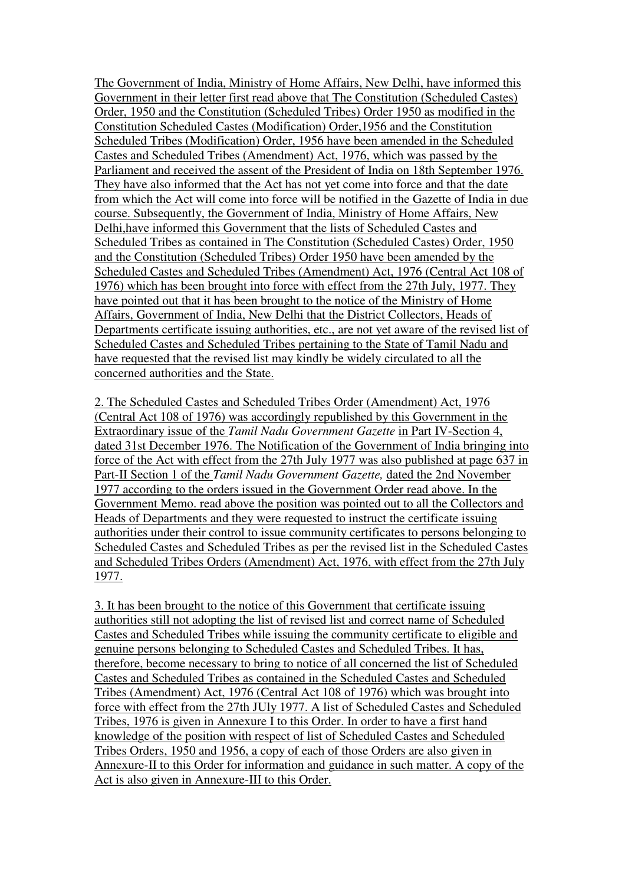The Government of India, Ministry of Home Affairs, New Delhi, have informed this Government in their letter first read above that The Constitution (Scheduled Castes) Order, 1950 and the Constitution (Scheduled Tribes) Order 1950 as modified in the Constitution Scheduled Castes (Modification) Order,1956 and the Constitution Scheduled Tribes (Modification) Order, 1956 have been amended in the Scheduled Castes and Scheduled Tribes (Amendment) Act, 1976, which was passed by the Parliament and received the assent of the President of India on 18th September 1976. They have also informed that the Act has not yet come into force and that the date from which the Act will come into force will be notified in the Gazette of India in due course. Subsequently, the Government of India, Ministry of Home Affairs, New Delhi,have informed this Government that the lists of Scheduled Castes and Scheduled Tribes as contained in The Constitution (Scheduled Castes) Order, 1950 and the Constitution (Scheduled Tribes) Order 1950 have been amended by the Scheduled Castes and Scheduled Tribes (Amendment) Act, 1976 (Central Act 108 of 1976) which has been brought into force with effect from the 27th July, 1977. They have pointed out that it has been brought to the notice of the Ministry of Home Affairs, Government of India, New Delhi that the District Collectors, Heads of Departments certificate issuing authorities, etc., are not yet aware of the revised list of Scheduled Castes and Scheduled Tribes pertaining to the State of Tamil Nadu and have requested that the revised list may kindly be widely circulated to all the concerned authorities and the State.

2. The Scheduled Castes and Scheduled Tribes Order (Amendment) Act, 1976 (Central Act 108 of 1976) was accordingly republished by this Government in the Extraordinary issue of the *Tamil Nadu Government Gazette* in Part IV-Section 4, dated 31st December 1976. The Notification of the Government of India bringing into force of the Act with effect from the 27th July 1977 was also published at page 637 in Part-II Section 1 of the *Tamil Nadu Government Gazette,* dated the 2nd November 1977 according to the orders issued in the Government Order read above. In the Government Memo. read above the position was pointed out to all the Collectors and Heads of Departments and they were requested to instruct the certificate issuing authorities under their control to issue community certificates to persons belonging to Scheduled Castes and Scheduled Tribes as per the revised list in the Scheduled Castes and Scheduled Tribes Orders (Amendment) Act, 1976, with effect from the 27th July 1977.

3. It has been brought to the notice of this Government that certificate issuing authorities still not adopting the list of revised list and correct name of Scheduled Castes and Scheduled Tribes while issuing the community certificate to eligible and genuine persons belonging to Scheduled Castes and Scheduled Tribes. It has, therefore, become necessary to bring to notice of all concerned the list of Scheduled Castes and Scheduled Tribes as contained in the Scheduled Castes and Scheduled Tribes (Amendment) Act, 1976 (Central Act 108 of 1976) which was brought into force with effect from the 27th JUly 1977. A list of Scheduled Castes and Scheduled Tribes, 1976 is given in Annexure I to this Order. In order to have a first hand knowledge of the position with respect of list of Scheduled Castes and Scheduled Tribes Orders, 1950 and 1956, a copy of each of those Orders are also given in Annexure-II to this Order for information and guidance in such matter. A copy of the Act is also given in Annexure-III to this Order.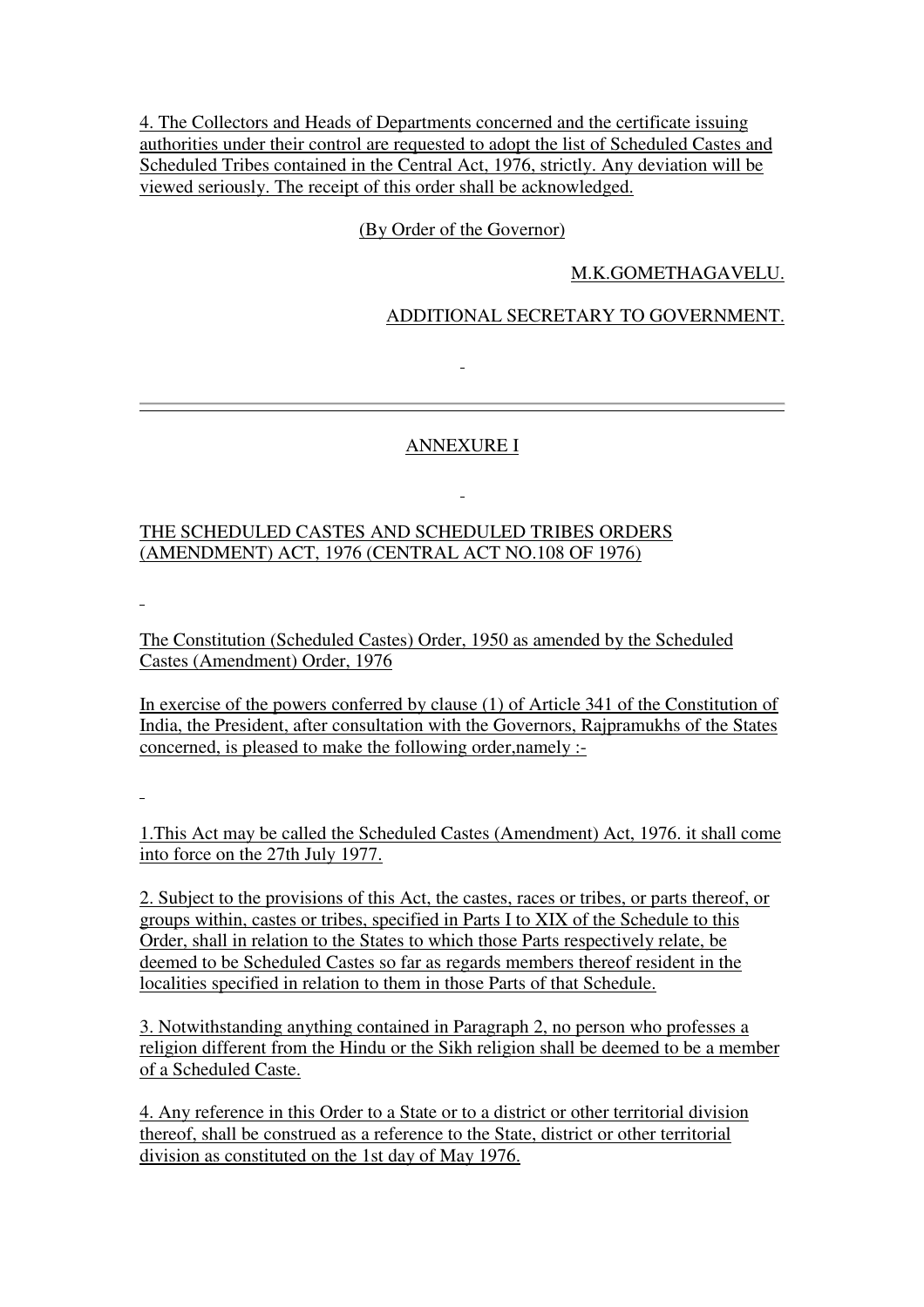4. The Collectors and Heads of Departments concerned and the certificate issuing authorities under their control are requested to adopt the list of Scheduled Castes and Scheduled Tribes contained in the Central Act, 1976, strictly. Any deviation will be viewed seriously. The receipt of this order shall be acknowledged.

(By Order of the Governor)

M.K.GOMETHAGAVELU.

ADDITIONAL SECRETARY TO GOVERNMENT.

---

## ANNEXURE I

### THE SCHEDULED CASTES AND SCHEDULED TRIBES ORDERS (AMENDMENT) ACT, 1976 (CENTRAL ACT NO.108 OF 1976)

The Constitution (Scheduled Castes) Order, 1950 as amended by the Scheduled Castes (Amendment) Order, 1976

In exercise of the powers conferred by clause (1) of Article 341 of the Constitution of India, the President, after consultation with the Governors, Rajpramukhs of the States concerned, is pleased to make the following order,namely :-

1.This Act may be called the Scheduled Castes (Amendment) Act, 1976. it shall come into force on the 27th July 1977.

2. Subject to the provisions of this Act, the castes, races or tribes, or parts thereof, or groups within, castes or tribes, specified in Parts I to XIX of the Schedule to this Order, shall in relation to the States to which those Parts respectively relate, be deemed to be Scheduled Castes so far as regards members thereof resident in the localities specified in relation to them in those Parts of that Schedule.

3. Notwithstanding anything contained in Paragraph 2, no person who professes a religion different from the Hindu or the Sikh religion shall be deemed to be a member of a Scheduled Caste.

4. Any reference in this Order to a State or to a district or other territorial division thereof, shall be construed as a reference to the State, district or other territorial division as constituted on the 1st day of May 1976.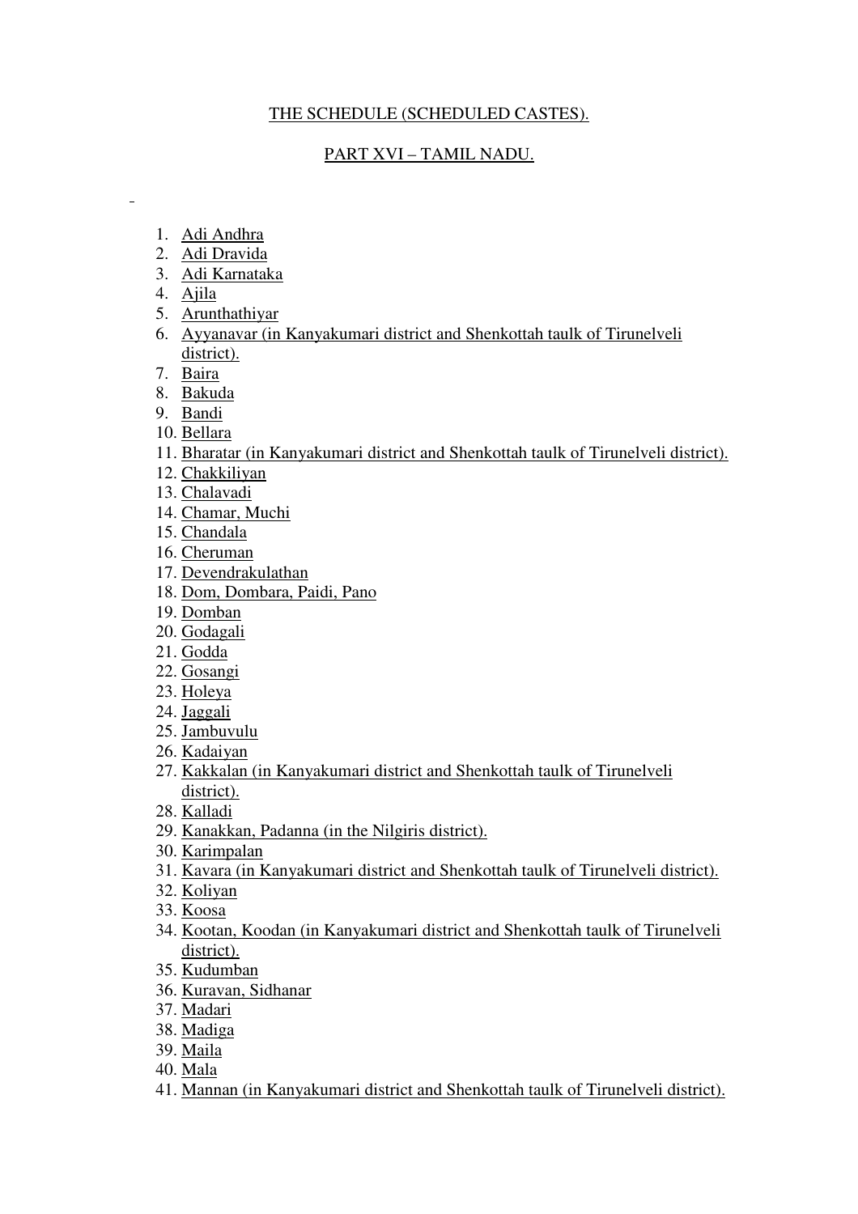THE SCHEDULE (SCHEDULED CASTES).

PART XVI – TAMIL NADU.

1. Adi Andhra
2. Adi Dravida
3. Adi Karnataka
4. Ajila
5. Arunthathiyar
6. Ayyanavar (in Kanyakumari district and Shenkottah taulk of Tirunelveli district).
7. Baira
8. Bakuda
9. Bandi
10. Bellara
11. Bharatar (in Kanyakumari district and Shenkottah taulk of Tirunelveli district).
12. Chakkiliyan
13. Chalavadi
14. Chamar, Muchi
15. Chandala
16. Cheruman
17. Devendrakulathan
18. Dom, Dombara, Paidi, Pano
19. Domban
20. Godagali
21. Godda
22. Gosangi
23. Holeya
24. Jaggali
25. Jambuvulu
26. Kadaiyan
27. Kakkalan (in Kanyakumari district and Shenkottah taulk of Tirunelveli district).
28. Kalladi
29. Kanakkan, Padanna (in the Nilgiris district).
30. Karimpalan
31. Kavara (in Kanyakumari district and Shenkottah taulk of Tirunelveli district).
32. Koliyan
33. Koosa
34. Kootan, Koodan (in Kanyakumari district and Shenkottah taulk of Tirunelveli district).
35. Kudumban
36. Kuravan, Sidhanar
37. Madari
38. Madiga
39. Maila
40. Mala
41. Mannan (in Kanyakumari district and Shenkottah taulk of Tirunelveli district).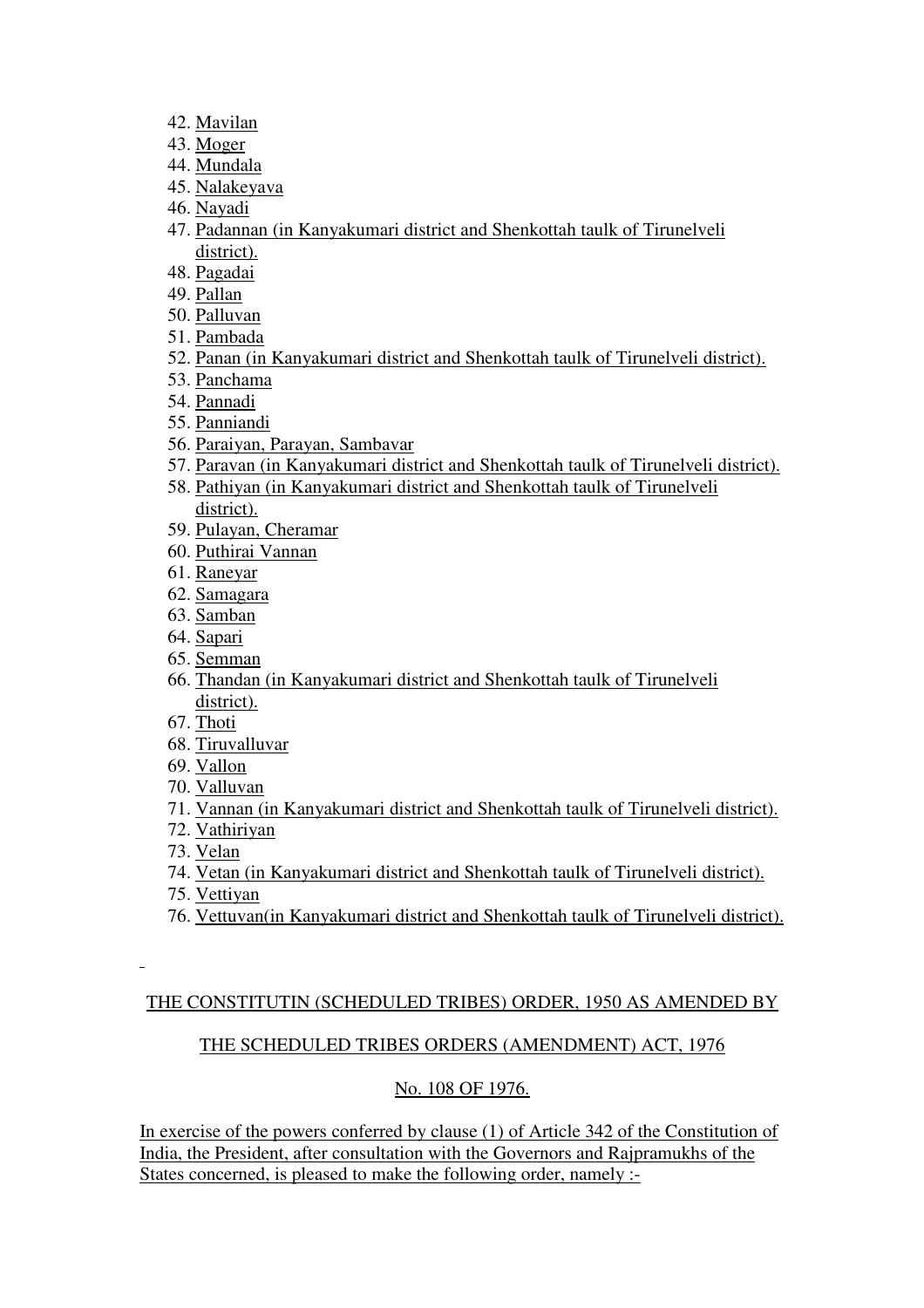42. Mavilan
43. Moger
44. Mundala
45. Nalakeyava
46. Nayadi
47. Padannan (in Kanyakumari district and Shenkottah taulk of Tirunelveli district).
48. Pagadai
49. Pallan
50. Palluvan
51. Pambada
52. Panan (in Kanyakumari district and Shenkottah taulk of Tirunelveli district).
53. Panchama
54. Pannadi
55. Panniandi
56. Paraiyan, Parayan, Sambavar
57. Paravan (in Kanyakumari district and Shenkottah taulk of Tirunelveli district).
58. Pathiyan (in Kanyakumari district and Shenkottah taulk of Tirunelveli district).
59. Pulayan, Cheramar
60. Puthirai Vannan
61. Raneyar
62. Samagara
63. Samban
64. Sapari
65. Semman
66. Thandan (in Kanyakumari district and Shenkottah taulk of Tirunelveli district).
67. Thoti
68. Tiruvalluvar
69. Vallon
70. Valluvan
71. Vannan (in Kanyakumari district and Shenkottah taulk of Tirunelveli district).
72. Vathiriyan
73. Velan
74. Vetan (in Kanyakumari district and Shenkottah taulk of Tirunelveli district).
75. Vettiyan
76. Vettuvan(in Kanyakumari district and Shenkottah taulk of Tirunelveli district).

## THE CONSTITUTIN (SCHEDULED TRIBES) ORDER, 1950 AS AMENDED BY THE SCHEDULED TRIBES ORDERS (AMENDMENT) ACT, 1976

### No. 108 OF 1976.

In exercise of the powers conferred by clause (1) of Article 342 of the Constitution of India, the President, after consultation with the Governors and Rajpramukhs of the States concerned, is pleased to make the following order, namely :-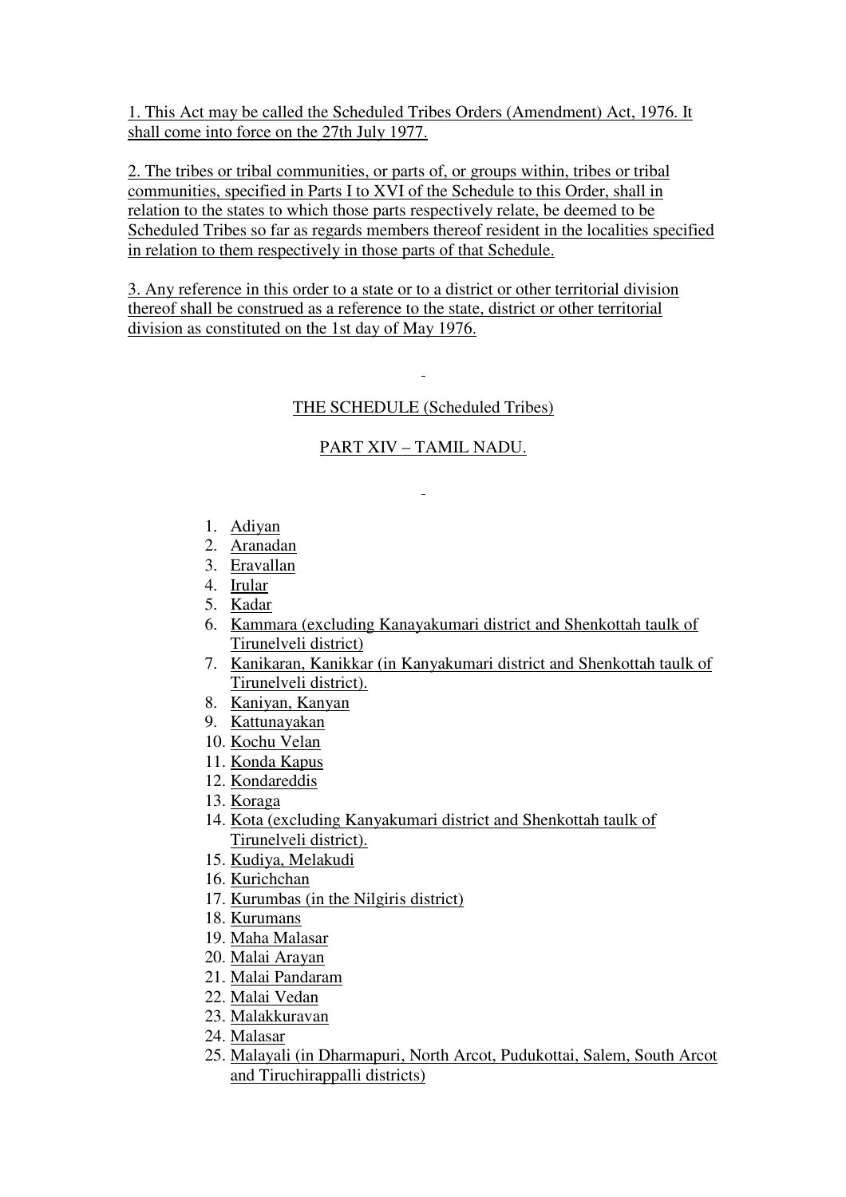1. This Act may be called the Scheduled Tribes Orders (Amendment) Act, 1976. It shall come into force on the 27th July 1977.

2. The tribes or tribal communities, or parts of, or groups within, tribes or tribal communities, specified in Parts I to XVI of the Schedule to this Order, shall in relation to the states to which those parts respectively relate, be deemed to be Scheduled Tribes so far as regards members thereof resident in the localities specified in relation to them respectively in those parts of that Schedule.

3. Any reference in this order to a state or to a district or other territorial division thereof shall be construed as a reference to the state, district or other territorial division as constituted on the 1st day of May 1976.

## THE SCHEDULE (Scheduled Tribes)

## PART XIV – TAMIL NADU.

1. Adiyan
2. Aranadan
3. Eravallan
4. Irular
5. Kadar
6. Kammara (excluding Kanayakumari district and Shenkottah taulk of Tirunelveli district)
7. Kanikaran, Kanikkar (in Kanyakumari district and Shenkottah taulk of Tirunelveli district).
8. Kaniyan, Kanyan
9. Kattunayakan
10. Kochu Velan
11. Konda Kapus
12. Kondareddis
13. Koraga
14. Kota (excluding Kanyakumari district and Shenkottah taulk of Tirunelveli district).
15. Kudiya, Melakudi
16. Kurichchan
17. Kurumbas (in the Nilgiris district)
18. Kurumans
19. Maha Malasar
20. Malai Arayan
21. Malai Pandaram
22. Malai Vedan
23. Malakkuravan
24. Malasar
25. Malayali (in Dharmapuri, North Arcot, Pudukottai, Salem, South Arcot and Tiruchirappalli districts)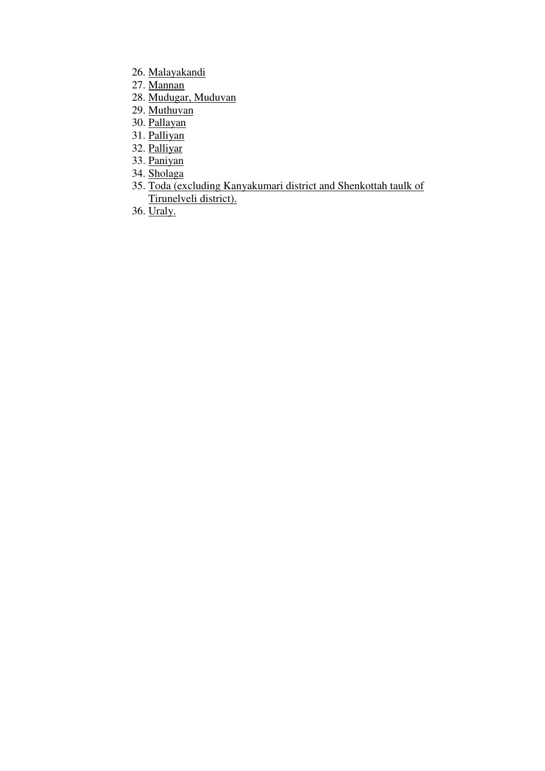26. Malayakandi
27. Mannan
28. Mudugar, Muduvan
29. Muthuvan
30. Pallayan
31. Palliyan
32. Palliyar
33. Paniyan
34. Sholaga
35. Toda (excluding Kanyakumari district and Shenkottah taulk of Tirunelveli district).
36. Uraly.